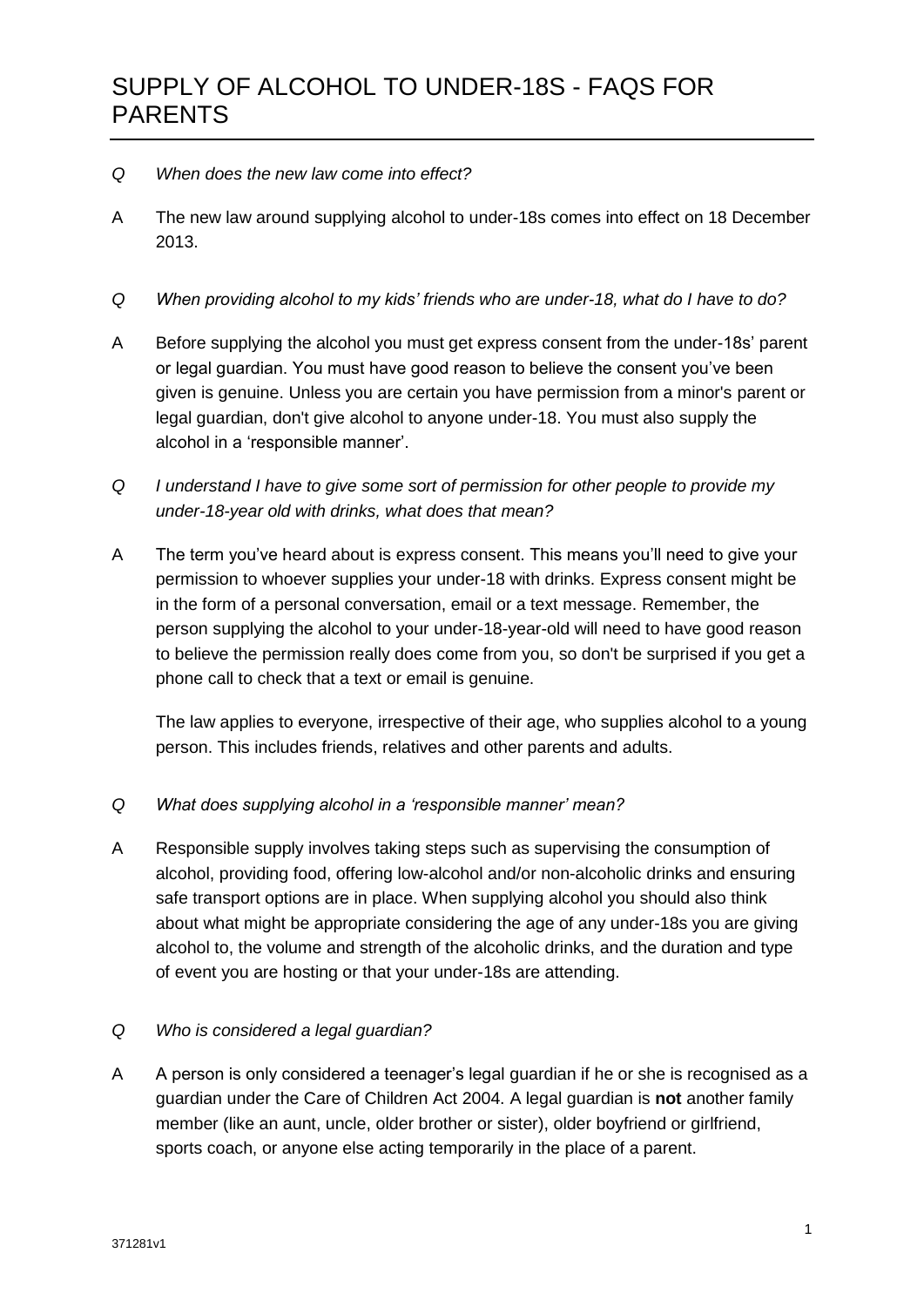# SUPPLY OF ALCOHOL TO UNDER-18S - FAQS FOR PARENTS

*Q When does the new law come into effect?*

A The new law around supplying alcohol to under-18s comes into effect on 18 December 2013.

*Q When providing alcohol to my kids' friends who are under-18, what do I have to do?*

A Before supplying the alcohol you must get express consent from the under-18s' parent or legal guardian. You must have good reason to believe the consent you've been given is genuine. Unless you are certain you have permission from a minor's parent or legal guardian, don't give alcohol to anyone under-18. You must also supply the alcohol in a 'responsible manner'.

*Q I understand I have to give some sort of permission for other people to provide my under-18-year old with drinks, what does that mean?*

A The term you've heard about is express consent. This means you'll need to give your permission to whoever supplies your under-18 with drinks. Express consent might be in the form of a personal conversation, email or a text message. Remember, the person supplying the alcohol to your under-18-year-old will need to have good reason to believe the permission really does come from you, so don't be surprised if you get a phone call to check that a text or email is genuine.

The law applies to everyone, irrespective of their age, who supplies alcohol to a young person. This includes friends, relatives and other parents and adults.

*Q What does supplying alcohol in a 'responsible manner' mean?*

A Responsible supply involves taking steps such as supervising the consumption of alcohol, providing food, offering low-alcohol and/or non-alcoholic drinks and ensuring safe transport options are in place. When supplying alcohol you should also think about what might be appropriate considering the age of any under-18s you are giving alcohol to, the volume and strength of the alcoholic drinks, and the duration and type of event you are hosting or that your under-18s are attending.

*Q Who is considered a legal guardian?*

A A person is only considered a teenager's legal guardian if he or she is recognised as a guardian under the Care of Children Act 2004. A legal guardian is **not** another family member (like an aunt, uncle, older brother or sister), older boyfriend or girlfriend, sports coach, or anyone else acting temporarily in the place of a parent.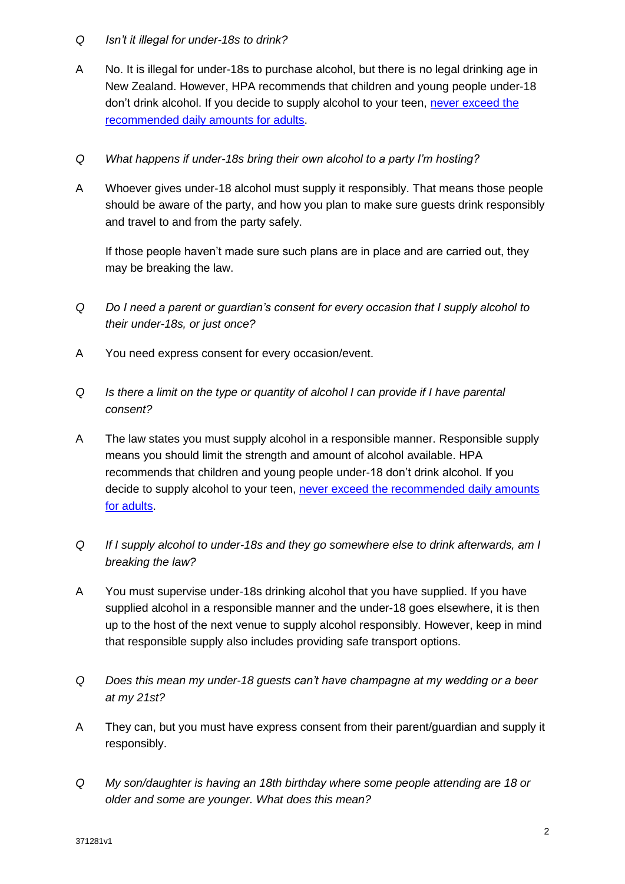*Q Isn't it illegal for under-18s to drink?*

A No. It is illegal for under-18s to purchase alcohol, but there is no legal drinking age in New Zealand. However, HPA recommends that children and young people under-18 don't drink alcohol. If you decide to supply alcohol to your teen, never exceed the recommended daily amounts for adults.

*Q What happens if under-18s bring their own alcohol to a party I'm hosting?*

A Whoever gives under-18 alcohol must supply it responsibly. That means those people should be aware of the party, and how you plan to make sure guests drink responsibly and travel to and from the party safely.

If those people haven't made sure such plans are in place and are carried out, they may be breaking the law.

*Q Do I need a parent or guardian's consent for every occasion that I supply alcohol to their under-18s, or just once?*

A You need express consent for every occasion/event.

*Q Is there a limit on the type or quantity of alcohol I can provide if I have parental consent?*

A The law states you must supply alcohol in a responsible manner. Responsible supply means you should limit the strength and amount of alcohol available. HPA recommends that children and young people under-18 don't drink alcohol. If you decide to supply alcohol to your teen, never exceed the recommended daily amounts for adults.

*Q If I supply alcohol to under-18s and they go somewhere else to drink afterwards, am I breaking the law?*

A You must supervise under-18s drinking alcohol that you have supplied. If you have supplied alcohol in a responsible manner and the under-18 goes elsewhere, it is then up to the host of the next venue to supply alcohol responsibly. However, keep in mind that responsible supply also includes providing safe transport options.

*Q Does this mean my under-18 guests can't have champagne at my wedding or a beer at my 21st?*

A They can, but you must have express consent from their parent/guardian and supply it responsibly.

*Q My son/daughter is having an 18th birthday where some people attending are 18 or older and some are younger. What does this mean?*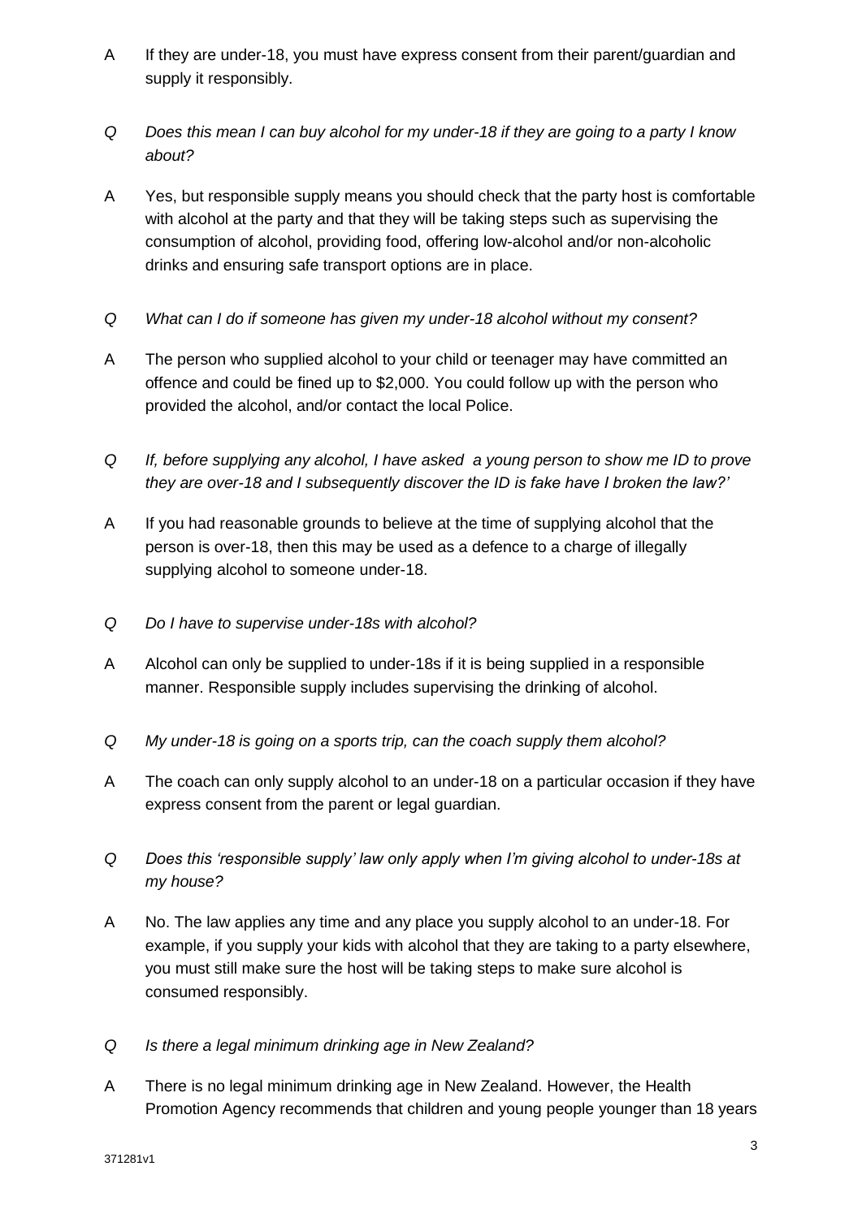A If they are under-18, you must have express consent from their parent/guardian and supply it responsibly.

*Q Does this mean I can buy alcohol for my under-18 if they are going to a party I know about?*

A Yes, but responsible supply means you should check that the party host is comfortable with alcohol at the party and that they will be taking steps such as supervising the consumption of alcohol, providing food, offering low-alcohol and/or non-alcoholic drinks and ensuring safe transport options are in place.

*Q What can I do if someone has given my under-18 alcohol without my consent?*

A The person who supplied alcohol to your child or teenager may have committed an offence and could be fined up to $2,000. You could follow up with the person who provided the alcohol, and/or contact the local Police.

*Q If, before supplying any alcohol, I have asked a young person to show me ID to prove they are over-18 and I subsequently discover the ID is fake have I broken the law?'*

A If you had reasonable grounds to believe at the time of supplying alcohol that the person is over-18, then this may be used as a defence to a charge of illegally supplying alcohol to someone under-18.

*Q Do I have to supervise under-18s with alcohol?*

A Alcohol can only be supplied to under-18s if it is being supplied in a responsible manner. Responsible supply includes supervising the drinking of alcohol.

*Q My under-18 is going on a sports trip, can the coach supply them alcohol?*

A The coach can only supply alcohol to an under-18 on a particular occasion if they have express consent from the parent or legal guardian.

*Q Does this 'responsible supply' law only apply when I'm giving alcohol to under-18s at my house?*

A No. The law applies any time and any place you supply alcohol to an under-18. For example, if you supply your kids with alcohol that they are taking to a party elsewhere, you must still make sure the host will be taking steps to make sure alcohol is consumed responsibly.

*Q Is there a legal minimum drinking age in New Zealand?*

A There is no legal minimum drinking age in New Zealand. However, the Health Promotion Agency recommends that children and young people younger than 18 years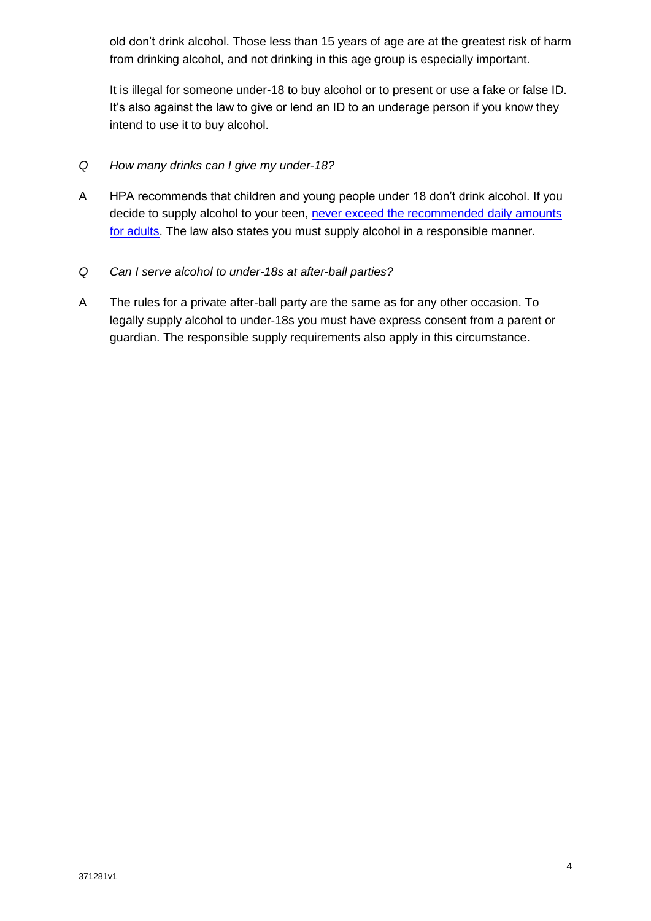old don't drink alcohol. Those less than 15 years of age are at the greatest risk of harm from drinking alcohol, and not drinking in this age group is especially important.

It is illegal for someone under-18 to buy alcohol or to present or use a fake or false ID. It's also against the law to give or lend an ID to an underage person if you know they intend to use it to buy alcohol.

*Q How many drinks can I give my under-18?*

A HPA recommends that children and young people under 18 don't drink alcohol. If you decide to supply alcohol to your teen, [never exceed the recommended daily amounts for adults](). The law also states you must supply alcohol in a responsible manner.

*Q Can I serve alcohol to under-18s at after-ball parties?*

A The rules for a private after-ball party are the same as for any other occasion. To legally supply alcohol to under-18s you must have express consent from a parent or guardian. The responsible supply requirements also apply in this circumstance.

371281v1